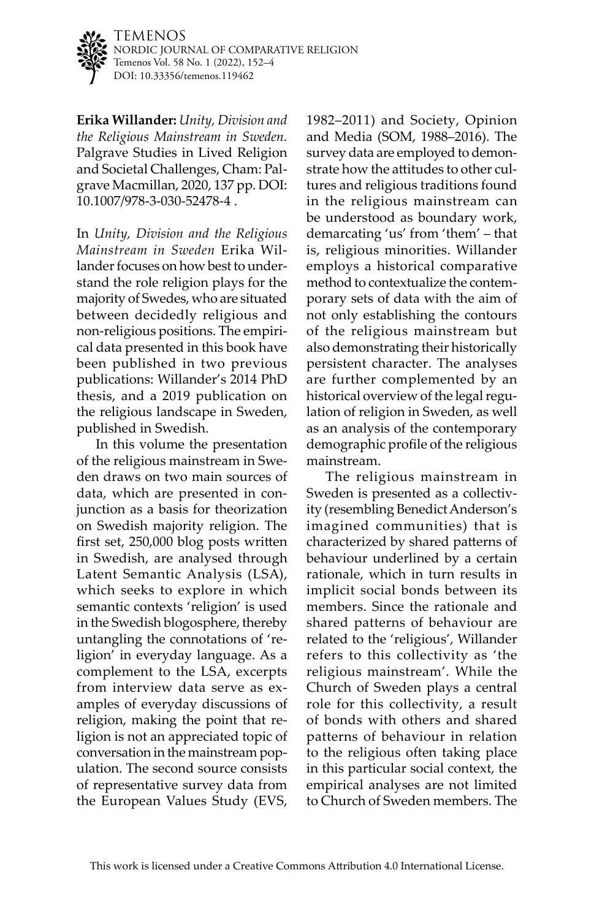**Erika Willander:** *Unity, Division and the Religious Mainstream in Sweden*. Palgrave Studies in Lived Religion and Societal Challenges, Cham: Palgrave Macmillan, 2020, 137 pp. DOI: 10.1007/978-3-030-52478-4 .

In *Unity, Division and the Religious Mainstream in Sweden* Erika Willander focuses on how best to understand the role religion plays for the majority of Swedes, who are situated between decidedly religious and non-religious positions. The empirical data presented in this book have been published in two previous publications: Willander's 2014 PhD thesis, and a 2019 publication on the religious landscape in Sweden, published in Swedish.

In this volume the presentation of the religious mainstream in Sweden draws on two main sources of data, which are presented in conjunction as a basis for theorization on Swedish majority religion. The first set, 250,000 blog posts written in Swedish, are analysed through Latent Semantic Analysis (LSA), which seeks to explore in which semantic contexts 'religion' is used in the Swedish blogosphere, thereby untangling the connotations of 'religion' in everyday language. As a complement to the LSA, excerpts from interview data serve as examples of everyday discussions of religion, making the point that religion is not an appreciated topic of conversation in the mainstream population. The second source consists of representative survey data from the European Values Study (EVS, 1982–2011) and Society, Opinion and Media (SOM, 1988–2016). The survey data are employed to demonstrate how the attitudes to other cultures and religious traditions found in the religious mainstream can be understood as boundary work, demarcating 'us' from 'them' – that is, religious minorities. Willander employs a historical comparative method to contextualize the contemporary sets of data with the aim of not only establishing the contours of the religious mainstream but also demonstrating their historically persistent character. The analyses are further complemented by an historical overview of the legal regulation of religion in Sweden, as well as an analysis of the contemporary demographic profile of the religious mainstream.

The religious mainstream in Sweden is presented as a collectivity (resembling Benedict Anderson's imagined communities) that is characterized by shared patterns of behaviour underlined by a certain rationale, which in turn results in implicit social bonds between its members. Since the rationale and shared patterns of behaviour are related to the 'religious', Willander refers to this collectivity as 'the religious mainstream'. While the Church of Sweden plays a central role for this collectivity, a result of bonds with others and shared patterns of behaviour in relation to the religious often taking place in this particular social context, the empirical analyses are not limited to Church of Sweden members. The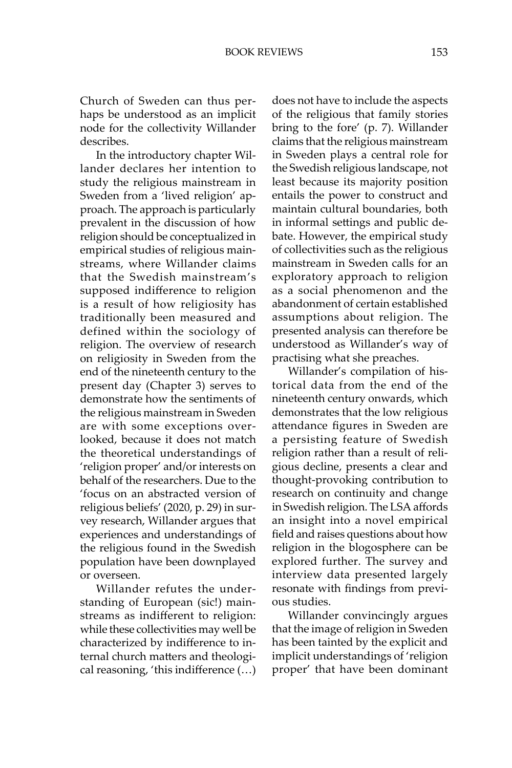Church of Sweden can thus perhaps be understood as an implicit node for the collectivity Willander describes.

In the introductory chapter Willander declares her intention to study the religious mainstream in Sweden from a 'lived religion' approach. The approach is particularly prevalent in the discussion of how religion should be conceptualized in empirical studies of religious mainstreams, where Willander claims that the Swedish mainstream's supposed indifference to religion is a result of how religiosity has traditionally been measured and defined within the sociology of religion. The overview of research on religiosity in Sweden from the end of the nineteenth century to the present day (Chapter 3) serves to demonstrate how the sentiments of the religious mainstream in Sweden are with some exceptions overlooked, because it does not match the theoretical understandings of 'religion proper' and/or interests on behalf of the researchers. Due to the 'focus on an abstracted version of religious beliefs' (2020, p. 29) in survey research, Willander argues that experiences and understandings of the religious found in the Swedish population have been downplayed or overseen.

Willander refutes the understanding of European (sic!) mainstreams as indifferent to religion: while these collectivities may well be characterized by indifference to internal church matters and theological reasoning, 'this indifference (…) does not have to include the aspects of the religious that family stories bring to the fore' (p. 7). Willander claims that the religious mainstream in Sweden plays a central role for the Swedish religious landscape, not least because its majority position entails the power to construct and maintain cultural boundaries, both in informal settings and public debate. However, the empirical study of collectivities such as the religious mainstream in Sweden calls for an exploratory approach to religion as a social phenomenon and the abandonment of certain established assumptions about religion. The presented analysis can therefore be understood as Willander's way of practising what she preaches.

Willander's compilation of historical data from the end of the nineteenth century onwards, which demonstrates that the low religious attendance figures in Sweden are a persisting feature of Swedish religion rather than a result of religious decline, presents a clear and thought-provoking contribution to research on continuity and change in Swedish religion. The LSA affords an insight into a novel empirical field and raises questions about how religion in the blogosphere can be explored further. The survey and interview data presented largely resonate with findings from previous studies.

Willander convincingly argues that the image of religion in Sweden has been tainted by the explicit and implicit understandings of 'religion proper' that have been dominant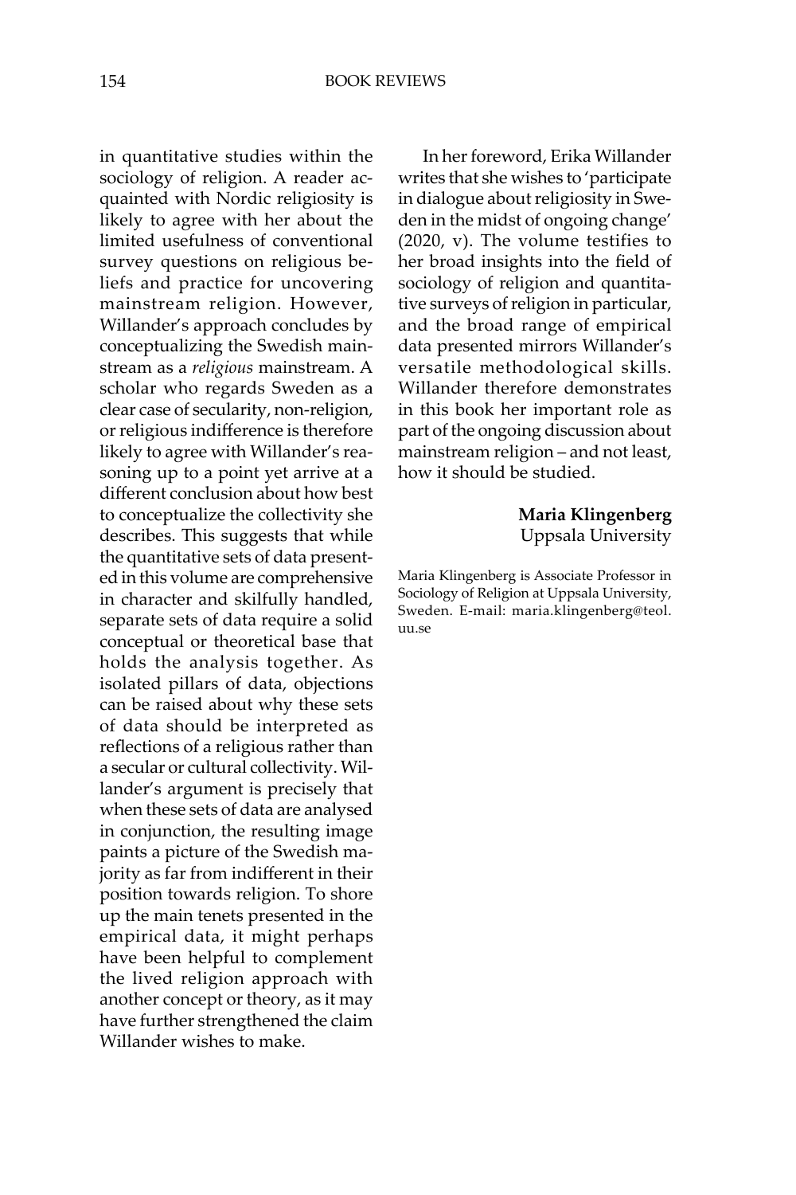in quantitative studies within the sociology of religion. A reader acquainted with Nordic religiosity is likely to agree with her about the limited usefulness of conventional survey questions on religious beliefs and practice for uncovering mainstream religion. However, Willander's approach concludes by conceptualizing the Swedish mainstream as a *religious* mainstream. A scholar who regards Sweden as a clear case of secularity, non-religion, or religious indifference is therefore likely to agree with Willander's reasoning up to a point yet arrive at a different conclusion about how best to conceptualize the collectivity she describes. This suggests that while the quantitative sets of data presented in this volume are comprehensive in character and skilfully handled, separate sets of data require a solid conceptual or theoretical base that holds the analysis together. As isolated pillars of data, objections can be raised about why these sets of data should be interpreted as reflections of a religious rather than a secular or cultural collectivity. Willander's argument is precisely that when these sets of data are analysed in conjunction, the resulting image paints a picture of the Swedish majority as far from indifferent in their position towards religion. To shore up the main tenets presented in the empirical data, it might perhaps have been helpful to complement the lived religion approach with another concept or theory, as it may have further strengthened the claim Willander wishes to make.

In her foreword, Erika Willander writes that she wishes to 'participate in dialogue about religiosity in Sweden in the midst of ongoing change' (2020, v). The volume testifies to her broad insights into the field of sociology of religion and quantitative surveys of religion in particular, and the broad range of empirical data presented mirrors Willander's versatile methodological skills. Willander therefore demonstrates in this book her important role as part of the ongoing discussion about mainstream religion – and not least, how it should be studied.

**Maria Klingenberg**
Uppsala University

Maria Klingenberg is Associate Professor in Sociology of Religion at Uppsala University, Sweden. E-mail: maria.klingenberg@teol.uu.se